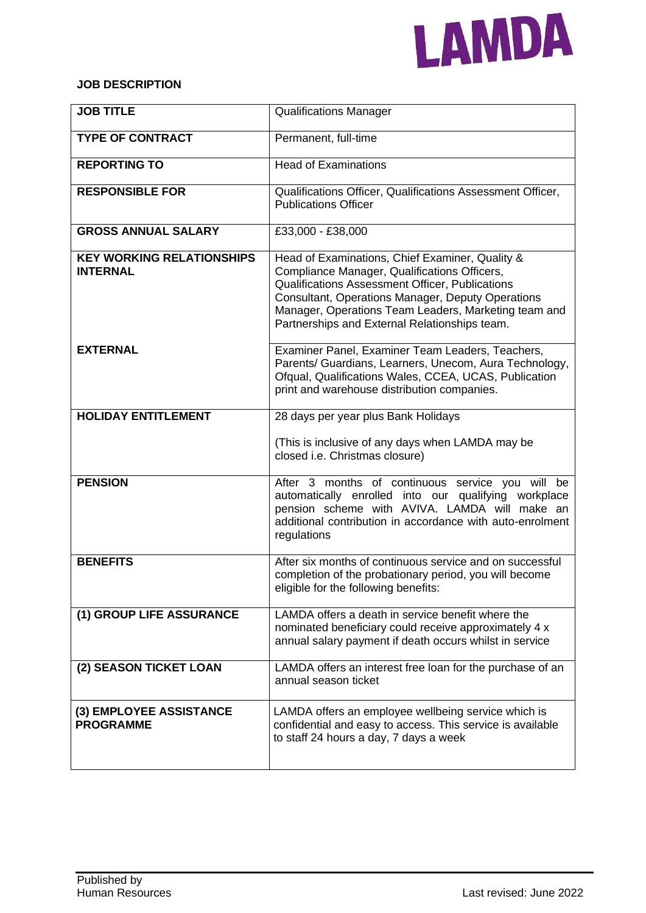LAMDA

**JOB DESCRIPTION**

| | |
|---|---|
| **JOB TITLE** | Qualifications Manager |
| **TYPE OF CONTRACT** | Permanent, full-time |
| **REPORTING TO** | Head of Examinations |
| **RESPONSIBLE FOR** | Qualifications Officer, Qualifications Assessment Officer, Publications Officer |
| **GROSS ANNUAL SALARY** | £33,000 - £38,000 |
| **KEY WORKING RELATIONSHIPS INTERNAL** | Head of Examinations, Chief Examiner, Quality & Compliance Manager, Qualifications Officers, Qualifications Assessment Officer, Publications Consultant, Operations Manager, Deputy Operations Manager, Operations Team Leaders, Marketing team and Partnerships and External Relationships team. |
| **EXTERNAL** | Examiner Panel, Examiner Team Leaders, Teachers, Parents/ Guardians, Learners, Unecom, Aura Technology, Ofqual, Qualifications Wales, CCEA, UCAS, Publication print and warehouse distribution companies. |
| **HOLIDAY ENTITLEMENT** | 28 days per year plus Bank Holidays<br><br>(This is inclusive of any days when LAMDA may be closed i.e. Christmas closure) |
| **PENSION** | After 3 months of continuous service you will be automatically enrolled into our qualifying workplace pension scheme with AVIVA. LAMDA will make an additional contribution in accordance with auto-enrolment regulations |
| **BENEFITS** | After six months of continuous service and on successful completion of the probationary period, you will become eligible for the following benefits: |
| **(1) GROUP LIFE ASSURANCE** | LAMDA offers a death in service benefit where the nominated beneficiary could receive approximately 4 x annual salary payment if death occurs whilst in service |
| **(2) SEASON TICKET LOAN** | LAMDA offers an interest free loan for the purchase of an annual season ticket |
| **(3) EMPLOYEE ASSISTANCE PROGRAMME** | LAMDA offers an employee wellbeing service which is confidential and easy to access. This service is available to staff 24 hours a day, 7 days a week |

Published by Human Resources

Last revised: June 2022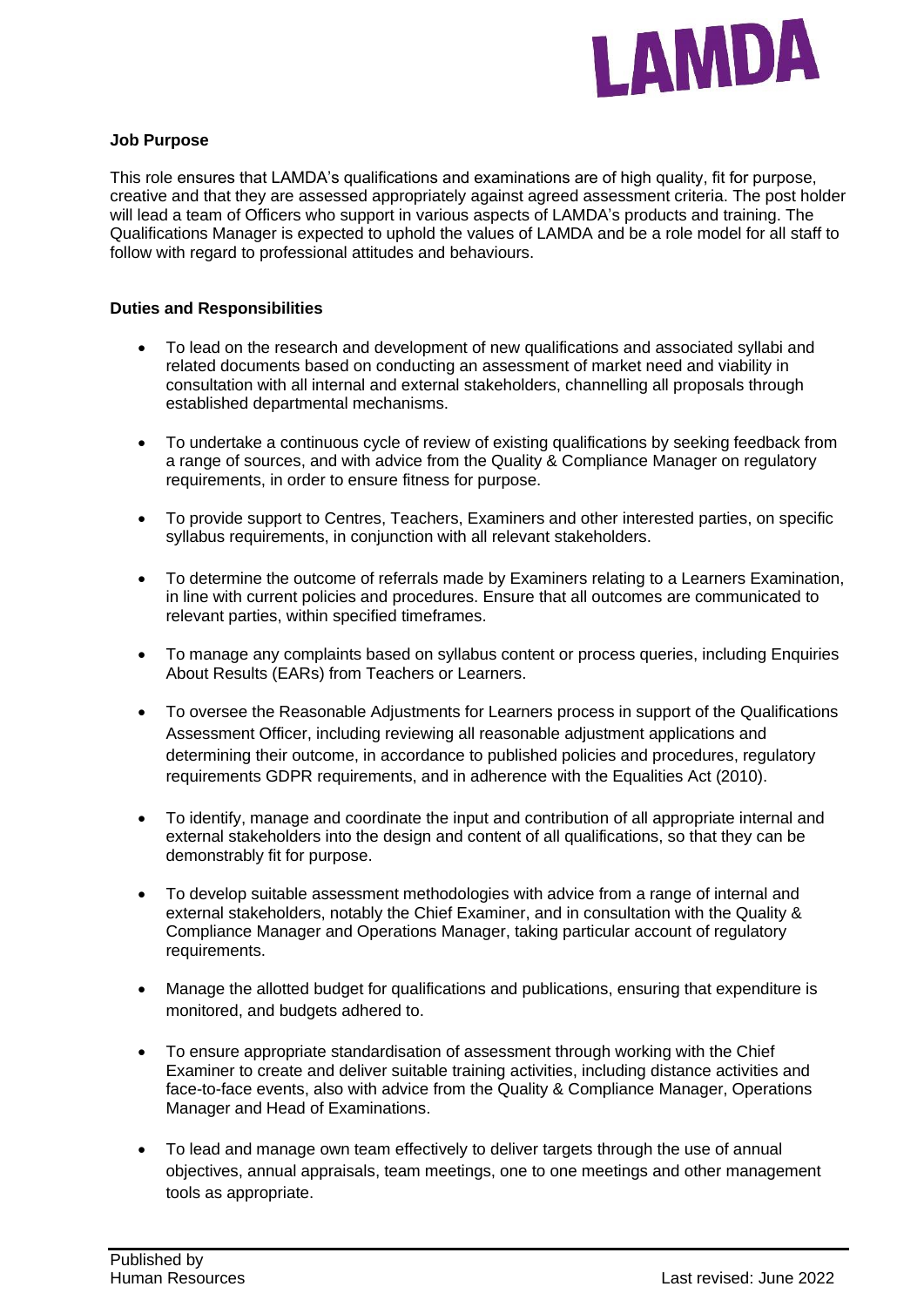**Job Purpose**

This role ensures that LAMDA's qualifications and examinations are of high quality, fit for purpose, creative and that they are assessed appropriately against agreed assessment criteria. The post holder will lead a team of Officers who support in various aspects of LAMDA's products and training. The Qualifications Manager is expected to uphold the values of LAMDA and be a role model for all staff to follow with regard to professional attitudes and behaviours.

**Duties and Responsibilities**

- To lead on the research and development of new qualifications and associated syllabi and related documents based on conducting an assessment of market need and viability in consultation with all internal and external stakeholders, channelling all proposals through established departmental mechanisms.

- To undertake a continuous cycle of review of existing qualifications by seeking feedback from a range of sources, and with advice from the Quality & Compliance Manager on regulatory requirements, in order to ensure fitness for purpose.

- To provide support to Centres, Teachers, Examiners and other interested parties, on specific syllabus requirements, in conjunction with all relevant stakeholders.

- To determine the outcome of referrals made by Examiners relating to a Learners Examination, in line with current policies and procedures. Ensure that all outcomes are communicated to relevant parties, within specified timeframes.

- To manage any complaints based on syllabus content or process queries, including Enquiries About Results (EARs) from Teachers or Learners.

- To oversee the Reasonable Adjustments for Learners process in support of the Qualifications Assessment Officer, including reviewing all reasonable adjustment applications and determining their outcome, in accordance to published policies and procedures, regulatory requirements GDPR requirements, and in adherence with the Equalities Act (2010).

- To identify, manage and coordinate the input and contribution of all appropriate internal and external stakeholders into the design and content of all qualifications, so that they can be demonstrably fit for purpose.

- To develop suitable assessment methodologies with advice from a range of internal and external stakeholders, notably the Chief Examiner, and in consultation with the Quality & Compliance Manager and Operations Manager, taking particular account of regulatory requirements.

- Manage the allotted budget for qualifications and publications, ensuring that expenditure is monitored, and budgets adhered to.

- To ensure appropriate standardisation of assessment through working with the Chief Examiner to create and deliver suitable training activities, including distance activities and face-to-face events, also with advice from the Quality & Compliance Manager, Operations Manager and Head of Examinations.

- To lead and manage own team effectively to deliver targets through the use of annual objectives, annual appraisals, team meetings, one to one meetings and other management tools as appropriate.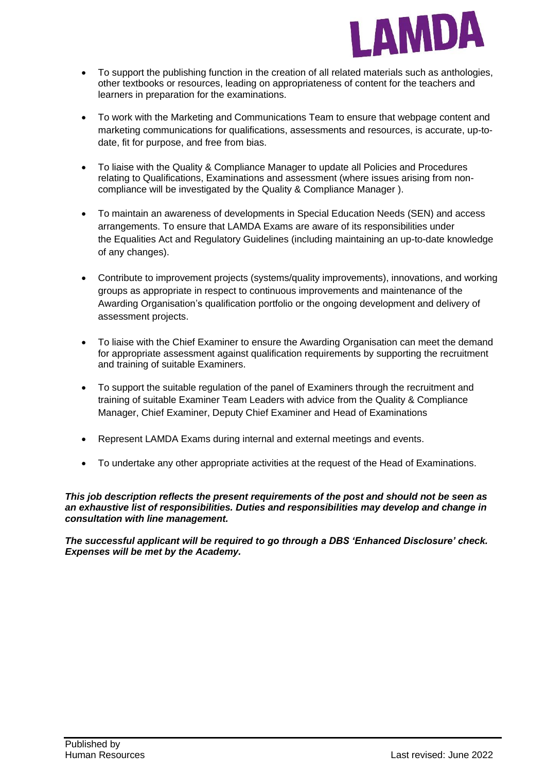- To support the publishing function in the creation of all related materials such as anthologies, other textbooks or resources, leading on appropriateness of content for the teachers and learners in preparation for the examinations.

- To work with the Marketing and Communications Team to ensure that webpage content and marketing communications for qualifications, assessments and resources, is accurate, up-to-date, fit for purpose, and free from bias.

- To liaise with the Quality & Compliance Manager to update all Policies and Procedures relating to Qualifications, Examinations and assessment (where issues arising from non-compliance will be investigated by the Quality & Compliance Manager ).

- To maintain an awareness of developments in Special Education Needs (SEN) and access arrangements. To ensure that LAMDA Exams are aware of its responsibilities under the Equalities Act and Regulatory Guidelines (including maintaining an up-to-date knowledge of any changes).

- Contribute to improvement projects (systems/quality improvements), innovations, and working groups as appropriate in respect to continuous improvements and maintenance of the Awarding Organisation's qualification portfolio or the ongoing development and delivery of assessment projects.

- To liaise with the Chief Examiner to ensure the Awarding Organisation can meet the demand for appropriate assessment against qualification requirements by supporting the recruitment and training of suitable Examiners.

- To support the suitable regulation of the panel of Examiners through the recruitment and training of suitable Examiner Team Leaders with advice from the Quality & Compliance Manager, Chief Examiner, Deputy Chief Examiner and Head of Examinations

- Represent LAMDA Exams during internal and external meetings and events.

- To undertake any other appropriate activities at the request of the Head of Examinations.

***This job description reflects the present requirements of the post and should not be seen as an exhaustive list of responsibilities. Duties and responsibilities may develop and change in consultation with line management.***

***The successful applicant will be required to go through a DBS 'Enhanced Disclosure' check. Expenses will be met by the Academy.***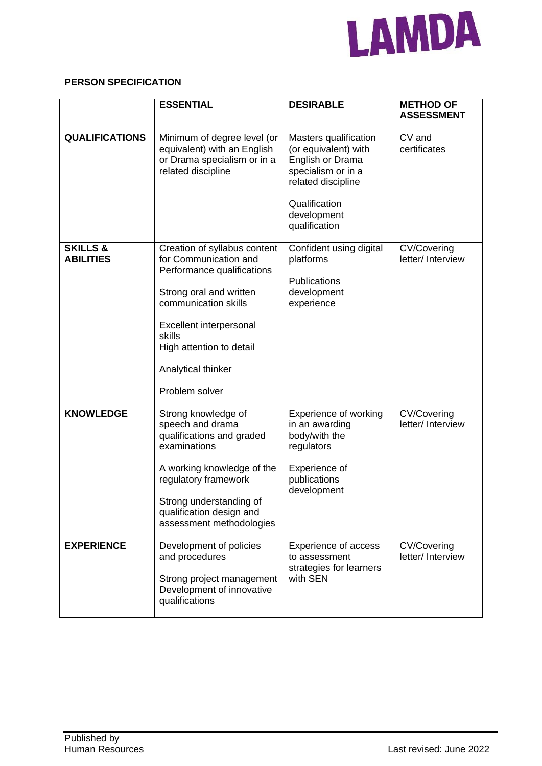**PERSON SPECIFICATION**

| | ESSENTIAL | DESIRABLE | METHOD OF ASSESSMENT |
|---|---|---|---|
| **QUALIFICATIONS** | Minimum of degree level (or equivalent) with an English or Drama specialism or in a related discipline | Masters qualification (or equivalent) with English or Drama specialism or in a related discipline<br><br>Qualification development qualification | CV and certificates |
| **SKILLS & ABILITIES** | Creation of syllabus content for Communication and Performance qualifications<br><br>Strong oral and written communication skills<br><br>Excellent interpersonal skills<br>High attention to detail<br><br>Analytical thinker<br><br>Problem solver | Confident using digital platforms<br><br>Publications development experience | CV/Covering letter/ Interview |
| **KNOWLEDGE** | Strong knowledge of speech and drama qualifications and graded examinations<br><br>A working knowledge of the regulatory framework<br><br>Strong understanding of qualification design and assessment methodologies | Experience of working in an awarding body/with the regulators<br><br>Experience of publications development | CV/Covering letter/ Interview |
| **EXPERIENCE** | Development of policies and procedures<br><br>Strong project management<br>Development of innovative qualifications | Experience of access to assessment strategies for learners with SEN | CV/Covering letter/ Interview |

Published by
Human Resources

Last revised: June 2022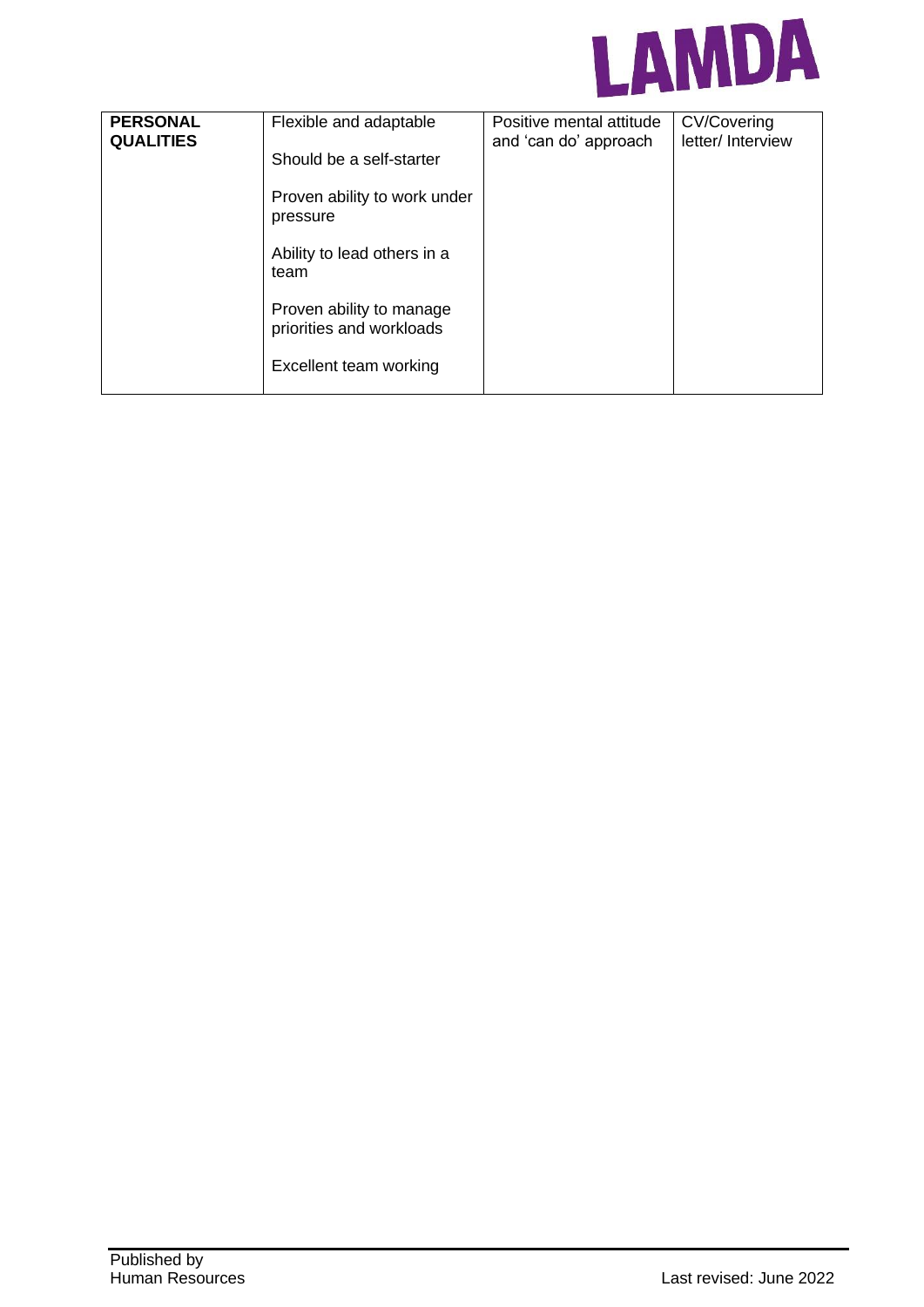| **PERSONAL QUALITIES** | Flexible and adaptable<br><br>Should be a self-starter<br><br>Proven ability to work under pressure<br><br>Ability to lead others in a team<br><br>Proven ability to manage priorities and workloads<br><br>Excellent team working | Positive mental attitude and 'can do' approach | CV/Covering letter/ Interview |
|---|---|---|---|

Published by
Human Resources

Last revised: June 2022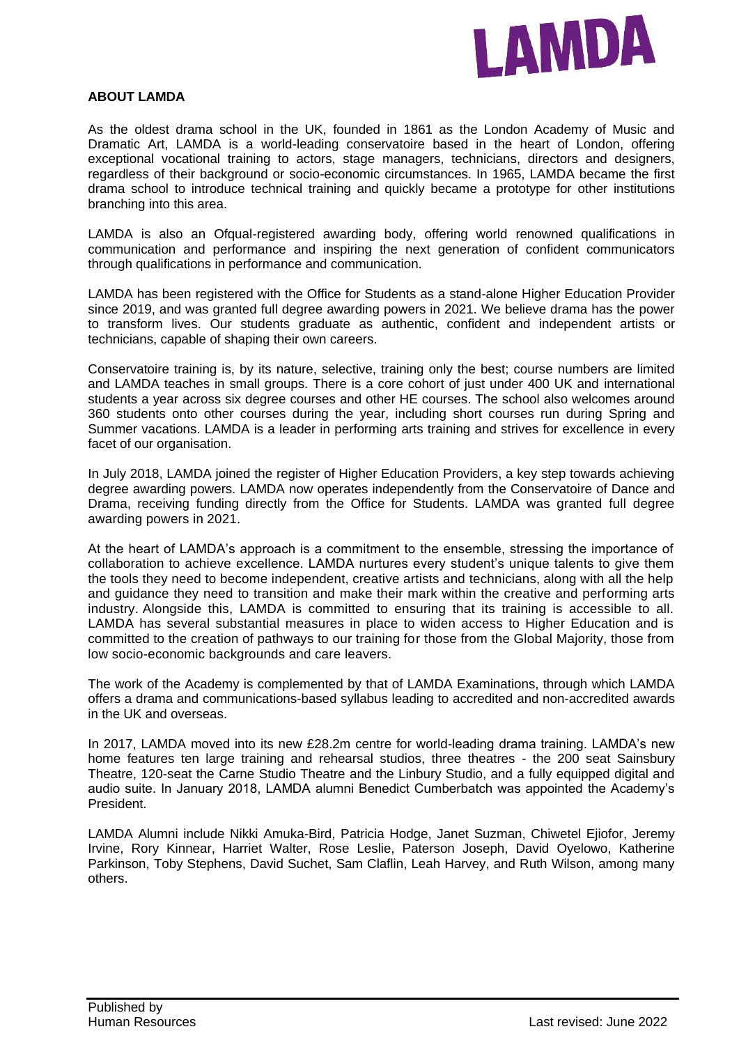## ABOUT LAMDA

As the oldest drama school in the UK, founded in 1861 as the London Academy of Music and Dramatic Art, LAMDA is a world-leading conservatoire based in the heart of London, offering exceptional vocational training to actors, stage managers, technicians, directors and designers, regardless of their background or socio-economic circumstances. In 1965, LAMDA became the first drama school to introduce technical training and quickly became a prototype for other institutions branching into this area.

LAMDA is also an Ofqual-registered awarding body, offering world renowned qualifications in communication and performance and inspiring the next generation of confident communicators through qualifications in performance and communication.

LAMDA has been registered with the Office for Students as a stand-alone Higher Education Provider since 2019, and was granted full degree awarding powers in 2021. We believe drama has the power to transform lives. Our students graduate as authentic, confident and independent artists or technicians, capable of shaping their own careers.

Conservatoire training is, by its nature, selective, training only the best; course numbers are limited and LAMDA teaches in small groups. There is a core cohort of just under 400 UK and international students a year across six degree courses and other HE courses. The school also welcomes around 360 students onto other courses during the year, including short courses run during Spring and Summer vacations. LAMDA is a leader in performing arts training and strives for excellence in every facet of our organisation.

In July 2018, LAMDA joined the register of Higher Education Providers, a key step towards achieving degree awarding powers. LAMDA now operates independently from the Conservatoire of Dance and Drama, receiving funding directly from the Office for Students. LAMDA was granted full degree awarding powers in 2021.

At the heart of LAMDA's approach is a commitment to the ensemble, stressing the importance of collaboration to achieve excellence. LAMDA nurtures every student's unique talents to give them the tools they need to become independent, creative artists and technicians, along with all the help and guidance they need to transition and make their mark within the creative and performing arts industry. Alongside this, LAMDA is committed to ensuring that its training is accessible to all. LAMDA has several substantial measures in place to widen access to Higher Education and is committed to the creation of pathways to our training for those from the Global Majority, those from low socio-economic backgrounds and care leavers.

The work of the Academy is complemented by that of LAMDA Examinations, through which LAMDA offers a drama and communications-based syllabus leading to accredited and non-accredited awards in the UK and overseas.

In 2017, LAMDA moved into its new £28.2m centre for world-leading drama training. LAMDA's new home features ten large training and rehearsal studios, three theatres - the 200 seat Sainsbury Theatre, 120-seat the Carne Studio Theatre and the Linbury Studio, and a fully equipped digital and audio suite. In January 2018, LAMDA alumni Benedict Cumberbatch was appointed the Academy's President.

LAMDA Alumni include Nikki Amuka-Bird, Patricia Hodge, Janet Suzman, Chiwetel Ejiofor, Jeremy Irvine, Rory Kinnear, Harriet Walter, Rose Leslie, Paterson Joseph, David Oyelowo, Katherine Parkinson, Toby Stephens, David Suchet, Sam Claflin, Leah Harvey, and Ruth Wilson, among many others.

Published by
Human Resources

Last revised: June 2022